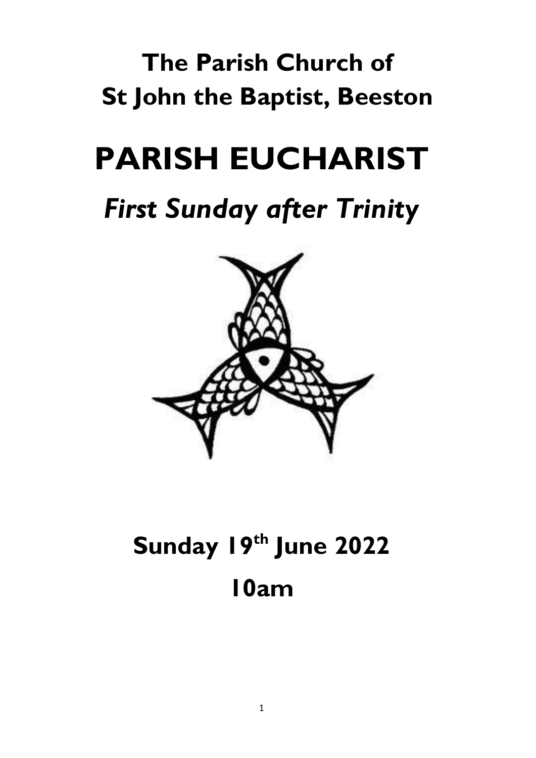# The Parish Church of St John the Baptist, Beeston

# PARISH EUCHARIST

## *First Sunday after Trinity*

## Sunday 19th June 2022

## 10am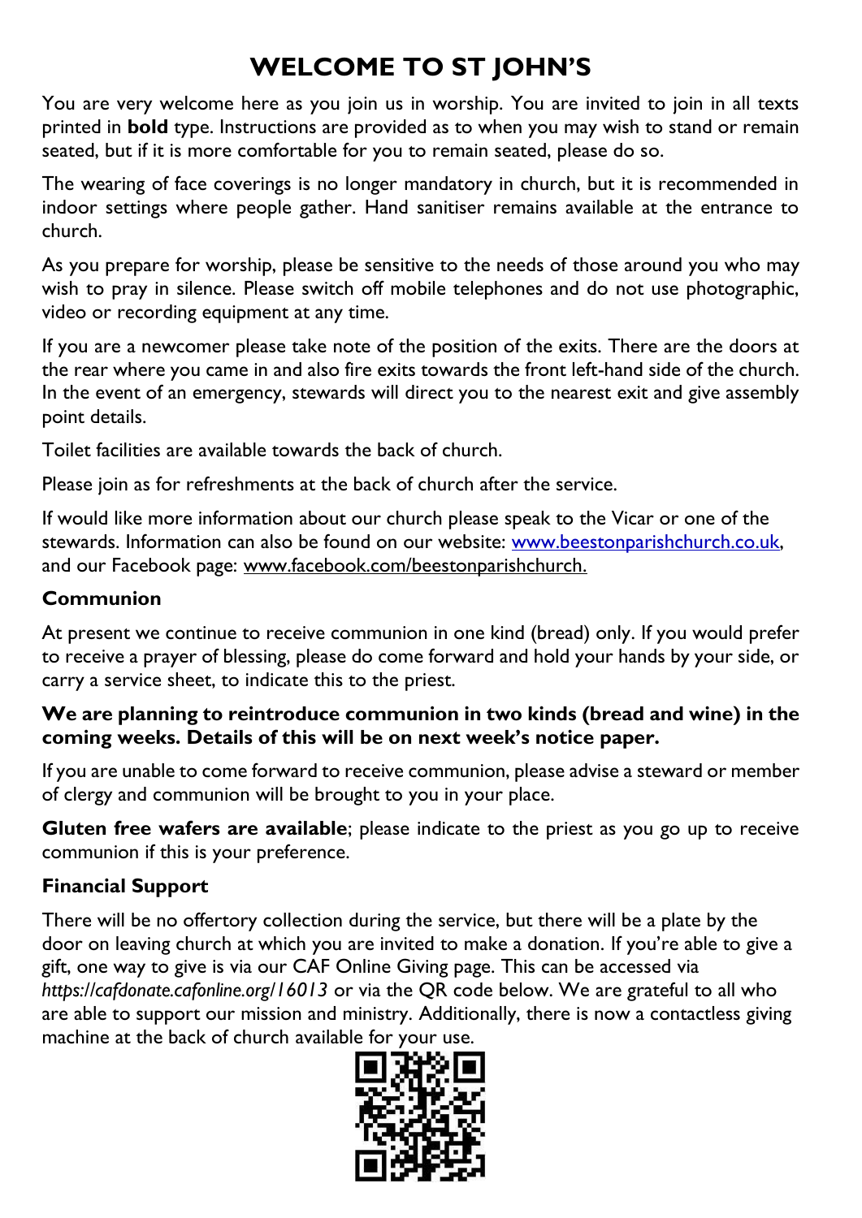# WELCOME TO ST JOHN'S

You are very welcome here as you join us in worship. You are invited to join in all texts printed in **bold** type. Instructions are provided as to when you may wish to stand or remain seated, but if it is more comfortable for you to remain seated, please do so.

The wearing of face coverings is no longer mandatory in church, but it is recommended in indoor settings where people gather. Hand sanitiser remains available at the entrance to church.

As you prepare for worship, please be sensitive to the needs of those around you who may wish to pray in silence. Please switch off mobile telephones and do not use photographic, video or recording equipment at any time.

If you are a newcomer please take note of the position of the exits. There are the doors at the rear where you came in and also fire exits towards the front left-hand side of the church. In the event of an emergency, stewards will direct you to the nearest exit and give assembly point details.

Toilet facilities are available towards the back of church.

Please join as for refreshments at the back of church after the service.

If would like more information about our church please speak to the Vicar or one of the stewards. Information can also be found on our website: www.beestonparishchurch.co.uk, and our Facebook page: www.facebook.com/beestonparishchurch.

## Communion

At present we continue to receive communion in one kind (bread) only. If you would prefer to receive a prayer of blessing, please do come forward and hold your hands by your side, or carry a service sheet, to indicate this to the priest.

**We are planning to reintroduce communion in two kinds (bread and wine) in the coming weeks. Details of this will be on next week's notice paper.**

If you are unable to come forward to receive communion, please advise a steward or member of clergy and communion will be brought to you in your place.

**Gluten free wafers are available**; please indicate to the priest as you go up to receive communion if this is your preference.

## Financial Support

There will be no offertory collection during the service, but there will be a plate by the door on leaving church at which you are invited to make a donation. If you're able to give a gift, one way to give is via our CAF Online Giving page. This can be accessed via *https://cafdonate.cafonline.org/16013* or via the QR code below. We are grateful to all who are able to support our mission and ministry. Additionally, there is now a contactless giving machine at the back of church available for your use.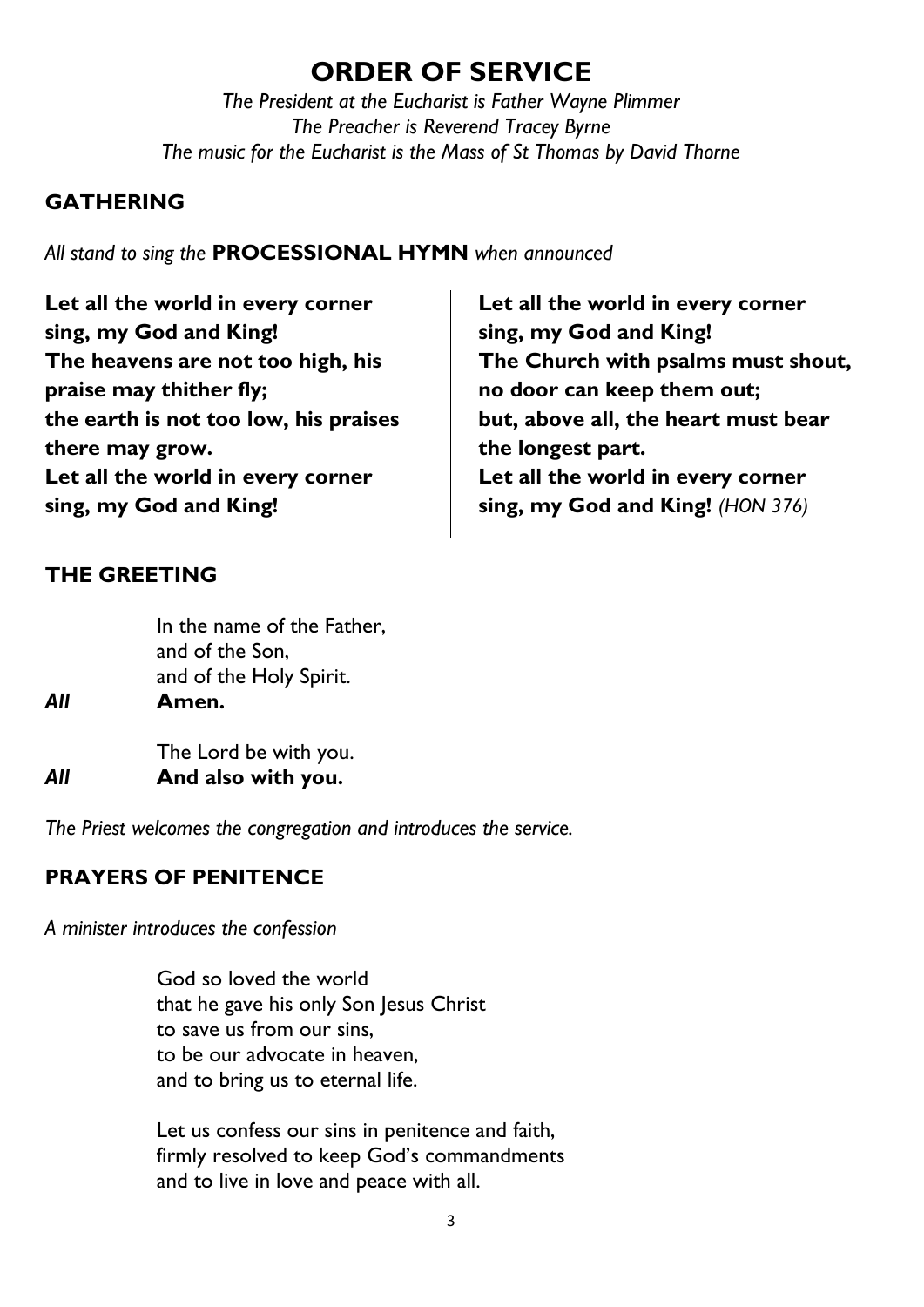# ORDER OF SERVICE

*The President at the Eucharist is Father Wayne Plimmer*
*The Preacher is Reverend Tracey Byrne*
*The music for the Eucharist is the Mass of St Thomas by David Thorne*

## GATHERING

*All stand to sing the* **PROCESSIONAL HYMN** *when announced*

**Let all the world in every corner**
**sing, my God and King!**
**The heavens are not too high, his**
**praise may thither fly;**
**the earth is not too low, his praises**
**there may grow.**
**Let all the world in every corner**
**sing, my God and King!**

**Let all the world in every corner**
**sing, my God and King!**
**The Church with psalms must shout,**
**no door can keep them out;**
**but, above all, the heart must bear**
**the longest part.**
**Let all the world in every corner**
**sing, my God and King!** *(HON 376)*

## THE GREETING

In the name of the Father,
and of the Son,
and of the Holy Spirit.

***All*** **Amen.**

The Lord be with you.

***All*** **And also with you.**

*The Priest welcomes the congregation and introduces the service.*

## PRAYERS OF PENITENCE

*A minister introduces the confession*

God so loved the world
that he gave his only Son Jesus Christ
to save us from our sins,
to be our advocate in heaven,
and to bring us to eternal life.

Let us confess our sins in penitence and faith,
firmly resolved to keep God's commandments
and to live in love and peace with all.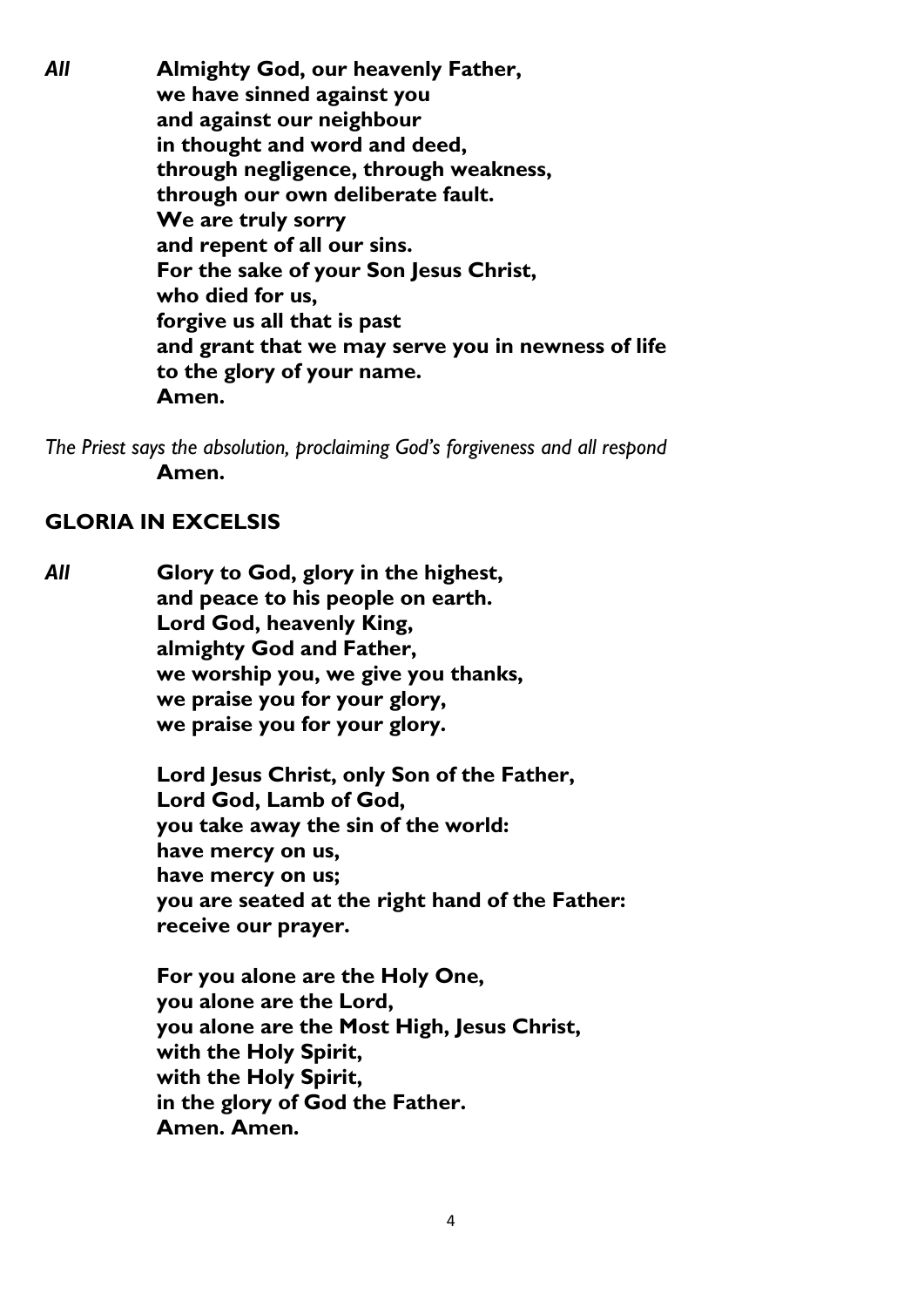***All*** **Almighty God, our heavenly Father,**
**we have sinned against you**
**and against our neighbour**
**in thought and word and deed,**
**through negligence, through weakness,**
**through our own deliberate fault.**
**We are truly sorry**
**and repent of all our sins.**
**For the sake of your Son Jesus Christ,**
**who died for us,**
**forgive us all that is past**
**and grant that we may serve you in newness of life**
**to the glory of your name.**
**Amen.**

*The Priest says the absolution, proclaiming God's forgiveness and all respond*
**Amen.**

## GLORIA IN EXCELSIS

***All*** **Glory to God, glory in the highest,**
**and peace to his people on earth.**
**Lord God, heavenly King,**
**almighty God and Father,**
**we worship you, we give you thanks,**
**we praise you for your glory,**
**we praise you for your glory.**

**Lord Jesus Christ, only Son of the Father,**
**Lord God, Lamb of God,**
**you take away the sin of the world:**
**have mercy on us,**
**have mercy on us;**
**you are seated at the right hand of the Father:**
**receive our prayer.**

**For you alone are the Holy One,**
**you alone are the Lord,**
**you alone are the Most High, Jesus Christ,**
**with the Holy Spirit,**
**with the Holy Spirit,**
**in the glory of God the Father.**
**Amen. Amen.**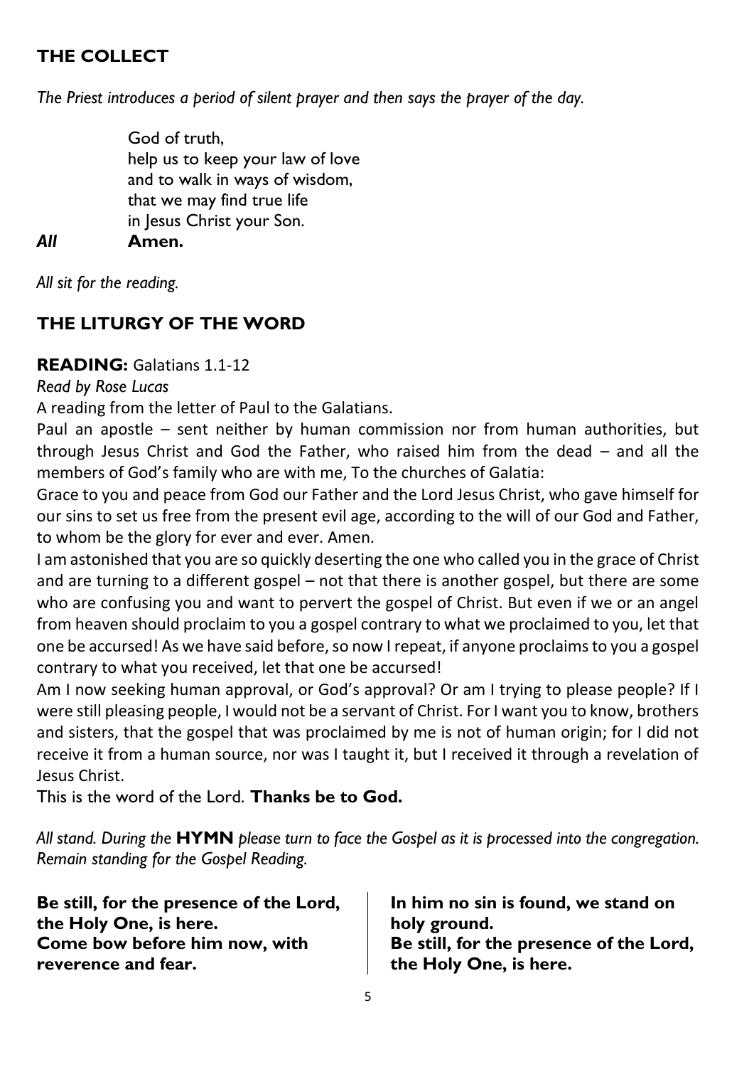## THE COLLECT

*The Priest introduces a period of silent prayer and then says the prayer of the day.*

God of truth,  
help us to keep your law of love  
and to walk in ways of wisdom,  
that we may find true life  
in Jesus Christ your Son.

***All*** **Amen.**

*All sit for the reading.*

## THE LITURGY OF THE WORD

**READING:** Galatians 1.1-12

*Read by Rose Lucas*

A reading from the letter of Paul to the Galatians.

Paul an apostle – sent neither by human commission nor from human authorities, but through Jesus Christ and God the Father, who raised him from the dead – and all the members of God's family who are with me, To the churches of Galatia:

Grace to you and peace from God our Father and the Lord Jesus Christ, who gave himself for our sins to set us free from the present evil age, according to the will of our God and Father, to whom be the glory for ever and ever. Amen.

I am astonished that you are so quickly deserting the one who called you in the grace of Christ and are turning to a different gospel – not that there is another gospel, but there are some who are confusing you and want to pervert the gospel of Christ. But even if we or an angel from heaven should proclaim to you a gospel contrary to what we proclaimed to you, let that one be accursed! As we have said before, so now I repeat, if anyone proclaims to you a gospel contrary to what you received, let that one be accursed!

Am I now seeking human approval, or God's approval? Or am I trying to please people? If I were still pleasing people, I would not be a servant of Christ. For I want you to know, brothers and sisters, that the gospel that was proclaimed by me is not of human origin; for I did not receive it from a human source, nor was I taught it, but I received it through a revelation of Jesus Christ.

This is the word of the Lord. **Thanks be to God.**

*All stand. During the* **HYMN** *please turn to face the Gospel as it is processed into the congregation. Remain standing for the Gospel Reading.*

**Be still, for the presence of the Lord,  
the Holy One, is here.  
Come bow before him now, with  
reverence and fear.**

**In him no sin is found, we stand on  
holy ground.  
Be still, for the presence of the Lord,  
the Holy One, is here.**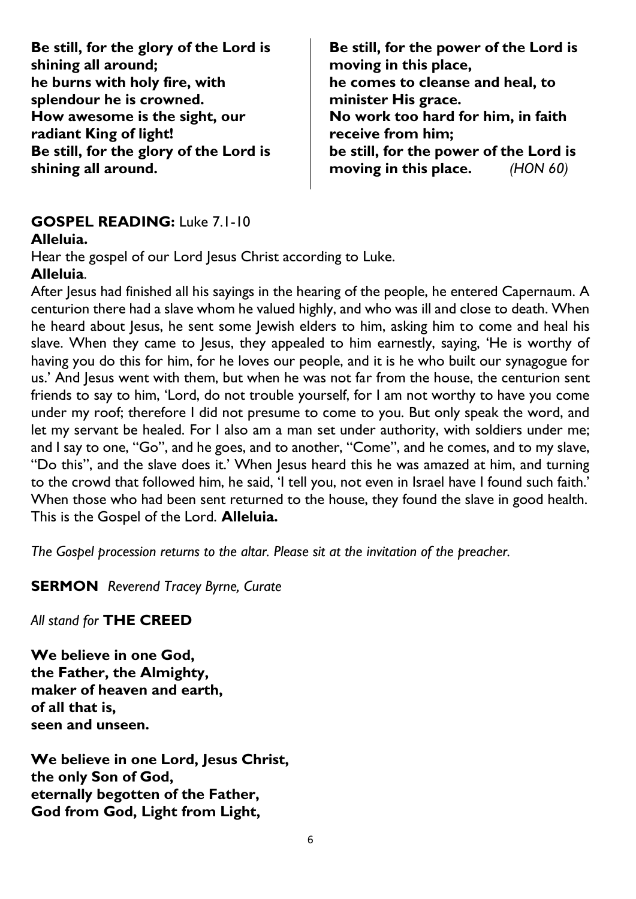**Be still, for the glory of the Lord is shining all around;**
**he burns with holy fire, with splendour he is crowned.**
**How awesome is the sight, our radiant King of light!**
**Be still, for the glory of the Lord is shining all around.**

**Be still, for the power of the Lord is moving in this place,**
**he comes to cleanse and heal, to minister His grace.**
**No work too hard for him, in faith receive from him;**
**be still, for the power of the Lord is moving in this place.** *(HON 60)*

**GOSPEL READING:** Luke 7.1-10

**Alleluia.**

Hear the gospel of our Lord Jesus Christ according to Luke.

**Alleluia**.

After Jesus had finished all his sayings in the hearing of the people, he entered Capernaum. A centurion there had a slave whom he valued highly, and who was ill and close to death. When he heard about Jesus, he sent some Jewish elders to him, asking him to come and heal his slave. When they came to Jesus, they appealed to him earnestly, saying, 'He is worthy of having you do this for him, for he loves our people, and it is he who built our synagogue for us.' And Jesus went with them, but when he was not far from the house, the centurion sent friends to say to him, 'Lord, do not trouble yourself, for I am not worthy to have you come under my roof; therefore I did not presume to come to you. But only speak the word, and let my servant be healed. For I also am a man set under authority, with soldiers under me; and I say to one, "Go", and he goes, and to another, "Come", and he comes, and to my slave, "Do this", and the slave does it.' When Jesus heard this he was amazed at him, and turning to the crowd that followed him, he said, 'I tell you, not even in Israel have I found such faith.' When those who had been sent returned to the house, they found the slave in good health. This is the Gospel of the Lord. **Alleluia.**

*The Gospel procession returns to the altar. Please sit at the invitation of the preacher.*

**SERMON** *Reverend Tracey Byrne, Curate*

*All stand for* **THE CREED**

**We believe in one God,**
**the Father, the Almighty,**
**maker of heaven and earth,**
**of all that is,**
**seen and unseen.**

**We believe in one Lord, Jesus Christ,**
**the only Son of God,**
**eternally begotten of the Father,**
**God from God, Light from Light,**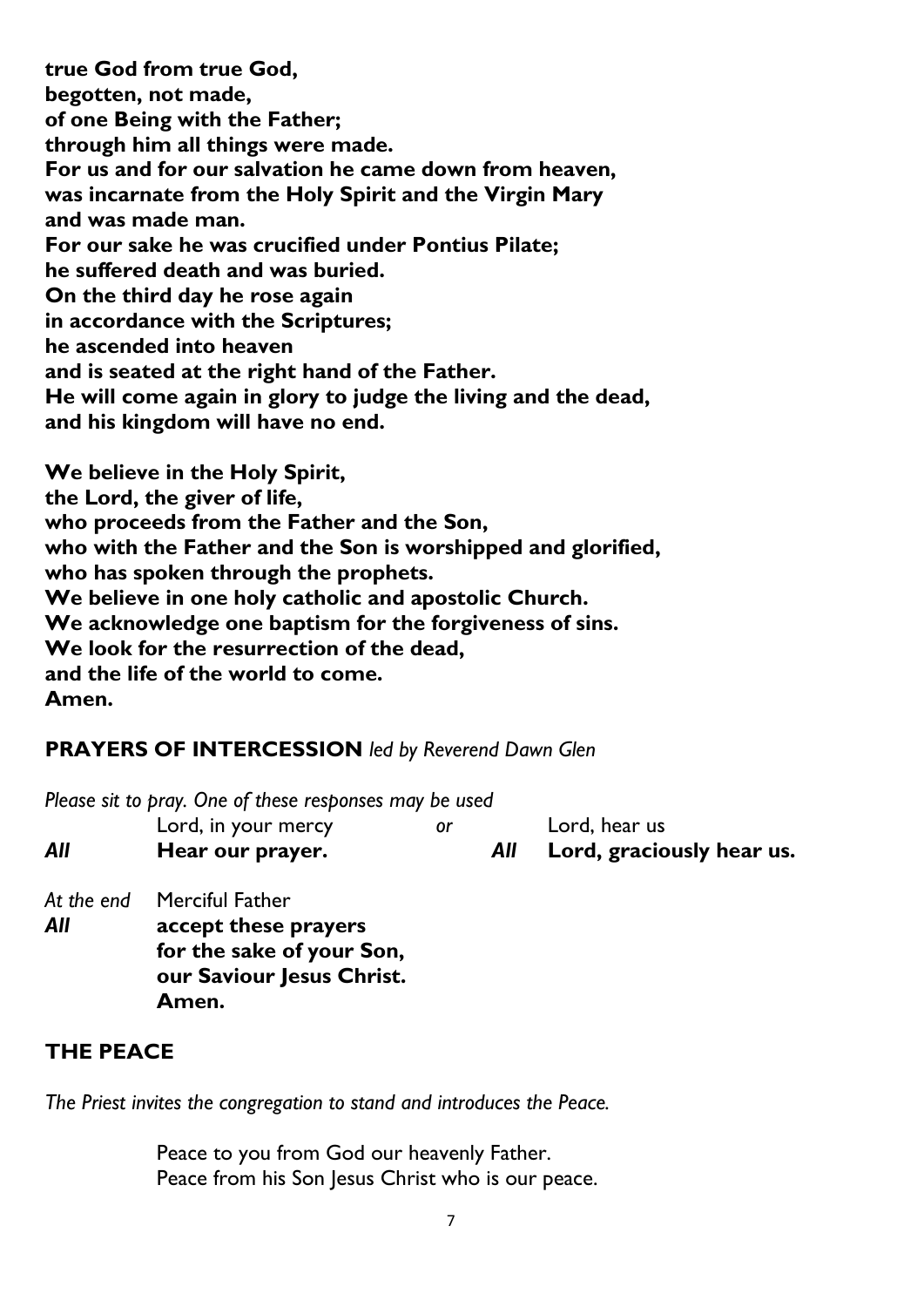**true God from true God,**
**begotten, not made,**
**of one Being with the Father;**
**through him all things were made.**
**For us and for our salvation he came down from heaven,**
**was incarnate from the Holy Spirit and the Virgin Mary**
**and was made man.**
**For our sake he was crucified under Pontius Pilate;**
**he suffered death and was buried.**
**On the third day he rose again**
**in accordance with the Scriptures;**
**he ascended into heaven**
**and is seated at the right hand of the Father.**
**He will come again in glory to judge the living and the dead,**
**and his kingdom will have no end.**

**We believe in the Holy Spirit,**
**the Lord, the giver of life,**
**who proceeds from the Father and the Son,**
**who with the Father and the Son is worshipped and glorified,**
**who has spoken through the prophets.**
**We believe in one holy catholic and apostolic Church.**
**We acknowledge one baptism for the forgiveness of sins.**
**We look for the resurrection of the dead,**
**and the life of the world to come.**
**Amen.**

## **PRAYERS OF INTERCESSION** *led by Reverend Dawn Glen*

*Please sit to pray. One of these responses may be used*

Lord, in your mercy *or* Lord, hear us
***All*** **Hear our prayer.** ***All*** **Lord, graciously hear us.**

*At the end* Merciful Father
***All*** **accept these prayers**
**for the sake of your Son,**
**our Saviour Jesus Christ.**
**Amen.**

## **THE PEACE**

*The Priest invites the congregation to stand and introduces the Peace.*

Peace to you from God our heavenly Father.
Peace from his Son Jesus Christ who is our peace.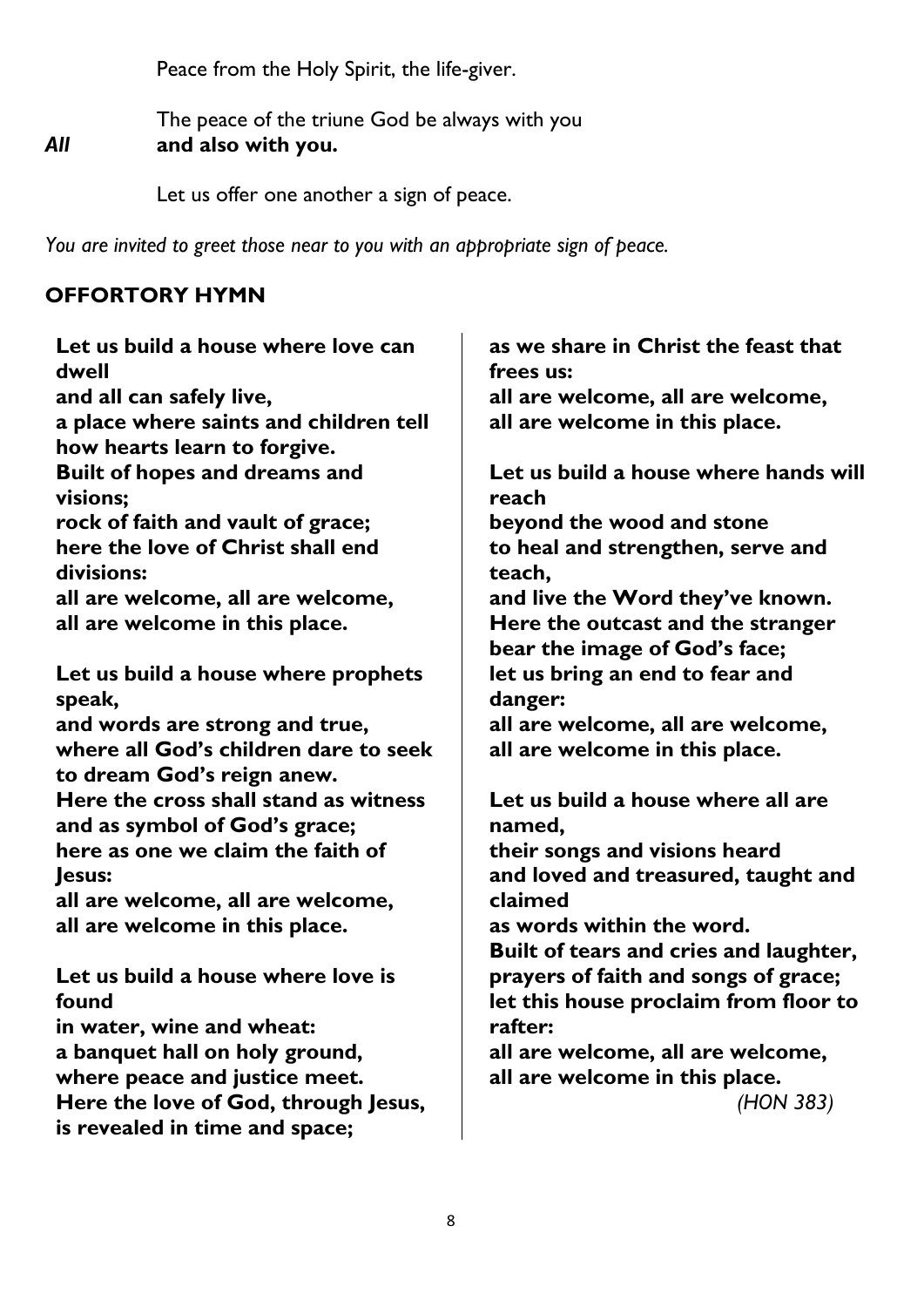Peace from the Holy Spirit, the life-giver.

The peace of the triune God be always with you

***All*** **and also with you.**

Let us offer one another a sign of peace.

*You are invited to greet those near to you with an appropriate sign of peace.*

## OFFERTORY HYMN

**Let us build a house where love can dwell**
**and all can safely live,**
**a place where saints and children tell**
**how hearts learn to forgive.**
**Built of hopes and dreams and visions;**
**rock of faith and vault of grace;**
**here the love of Christ shall end divisions:**
**all are welcome, all are welcome,**
**all are welcome in this place.**

**Let us build a house where prophets speak,**
**and words are strong and true,**
**where all God's children dare to seek**
**to dream God's reign anew.**
**Here the cross shall stand as witness**
**and as symbol of God's grace;**
**here as one we claim the faith of Jesus:**
**all are welcome, all are welcome,**
**all are welcome in this place.**

**Let us build a house where love is found**
**in water, wine and wheat:**
**a banquet hall on holy ground,**
**where peace and justice meet.**
**Here the love of God, through Jesus,**
**is revealed in time and space;**
**as we share in Christ the feast that frees us:**
**all are welcome, all are welcome,**
**all are welcome in this place.**

**Let us build a house where hands will reach**
**beyond the wood and stone**
**to heal and strengthen, serve and teach,**
**and live the Word they've known.**
**Here the outcast and the stranger**
**bear the image of God's face;**
**let us bring an end to fear and danger:**
**all are welcome, all are welcome,**
**all are welcome in this place.**

**Let us build a house where all are named,**
**their songs and visions heard**
**and loved and treasured, taught and claimed**
**as words within the word.**
**Built of tears and cries and laughter,**
**prayers of faith and songs of grace;**
**let this house proclaim from floor to rafter:**
**all are welcome, all are welcome,**
**all are welcome in this place.**

*(HON 383)*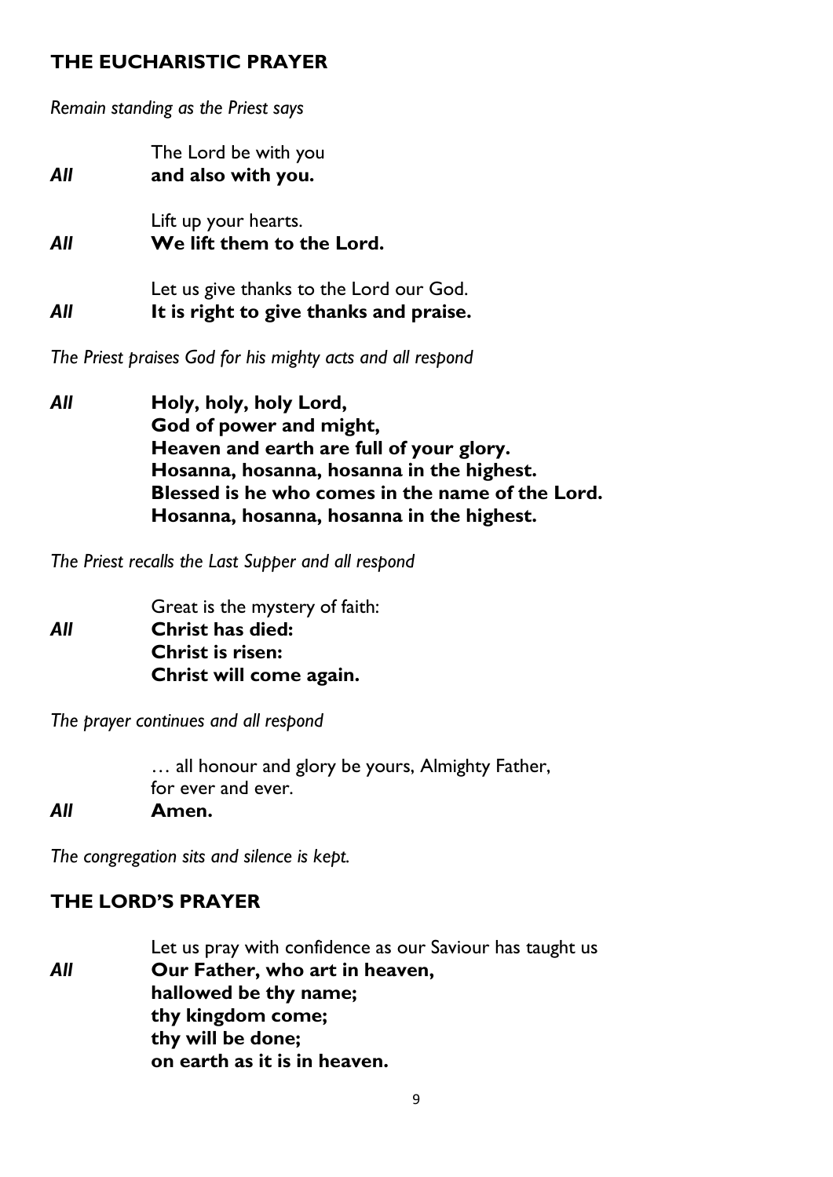## THE EUCHARISTIC PRAYER

*Remain standing as the Priest says*

The Lord be with you
***All*** **and also with you.**

Lift up your hearts.
***All*** **We lift them to the Lord.**

Let us give thanks to the Lord our God.
***All*** **It is right to give thanks and praise.**

*The Priest praises God for his mighty acts and all respond*

***All*** **Holy, holy, holy Lord,**
**God of power and might,**
**Heaven and earth are full of your glory.**
**Hosanna, hosanna, hosanna in the highest.**
**Blessed is he who comes in the name of the Lord.**
**Hosanna, hosanna, hosanna in the highest.**

*The Priest recalls the Last Supper and all respond*

Great is the mystery of faith:
***All*** **Christ has died:**
**Christ is risen:**
**Christ will come again.**

*The prayer continues and all respond*

… all honour and glory be yours, Almighty Father,
for ever and ever.
***All*** **Amen.**

*The congregation sits and silence is kept.*

## THE LORD'S PRAYER

Let us pray with confidence as our Saviour has taught us
***All*** **Our Father, who art in heaven,**
**hallowed be thy name;**
**thy kingdom come;**
**thy will be done;**
**on earth as it is in heaven.**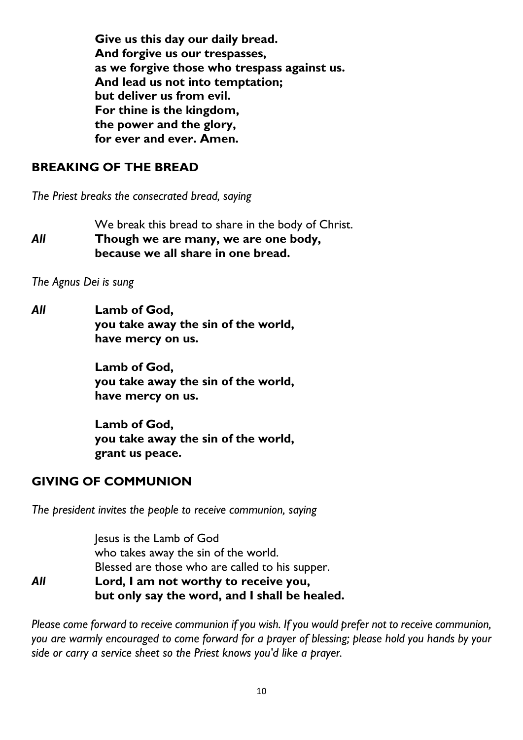**Give us this day our daily bread.**
**And forgive us our trespasses,**
**as we forgive those who trespass against us.**
**And lead us not into temptation;**
**but deliver us from evil.**
**For thine is the kingdom,**
**the power and the glory,**
**for ever and ever. Amen.**

## BREAKING OF THE BREAD

*The Priest breaks the consecrated bread, saying*

We break this bread to share in the body of Christ.

***All*** **Though we are many, we are one body,**
**because we all share in one bread.**

*The Agnus Dei is sung*

***All*** **Lamb of God,**
**you take away the sin of the world,**
**have mercy on us.**

**Lamb of God,**
**you take away the sin of the world,**
**have mercy on us.**

**Lamb of God,**
**you take away the sin of the world,**
**grant us peace.**

## GIVING OF COMMUNION

*The president invites the people to receive communion, saying*

Jesus is the Lamb of God
who takes away the sin of the world.
Blessed are those who are called to his supper.

***All*** **Lord, I am not worthy to receive you,**
**but only say the word, and I shall be healed.**

*Please come forward to receive communion if you wish. If you would prefer not to receive communion, you are warmly encouraged to come forward for a prayer of blessing; please hold you hands by your side or carry a service sheet so the Priest knows you'd like a prayer.*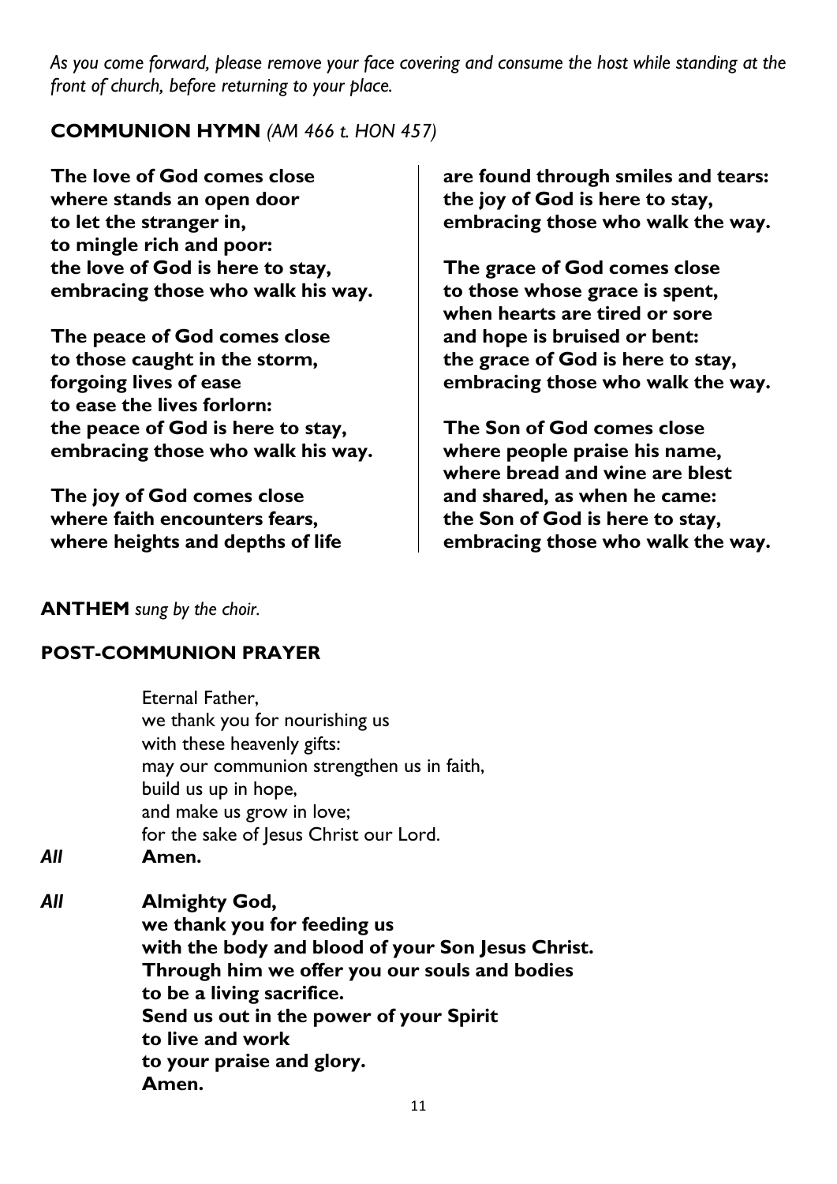*As you come forward, please remove your face covering and consume the host while standing at the front of church, before returning to your place.*

## COMMUNION HYMN *(AM 466 t. HON 457)*

**The love of God comes close**
**where stands an open door**
**to let the stranger in,**
**to mingle rich and poor:**
**the love of God is here to stay,**
**embracing those who walk his way.**

**The peace of God comes close**
**to those caught in the storm,**
**forgoing lives of ease**
**to ease the lives forlorn:**
**the peace of God is here to stay,**
**embracing those who walk his way.**

**The joy of God comes close**
**where faith encounters fears,**
**where heights and depths of life**
**are found through smiles and tears:**
**the joy of God is here to stay,**
**embracing those who walk the way.**

**The grace of God comes close**
**to those whose grace is spent,**
**when hearts are tired or sore**
**and hope is bruised or bent:**
**the grace of God is here to stay,**
**embracing those who walk the way.**

**The Son of God comes close**
**where people praise his name,**
**where bread and wine are blest**
**and shared, as when he came:**
**the Son of God is here to stay,**
**embracing those who walk the way.**

## ANTHEM *sung by the choir.*

## POST-COMMUNION PRAYER

Eternal Father,
we thank you for nourishing us
with these heavenly gifts:
may our communion strengthen us in faith,
build us up in hope,
and make us grow in love;
for the sake of Jesus Christ our Lord.

***All*** **Amen.**

***All*** **Almighty God,**
**we thank you for feeding us**
**with the body and blood of your Son Jesus Christ.**
**Through him we offer you our souls and bodies**
**to be a living sacrifice.**
**Send us out in the power of your Spirit**
**to live and work**
**to your praise and glory.**
**Amen.**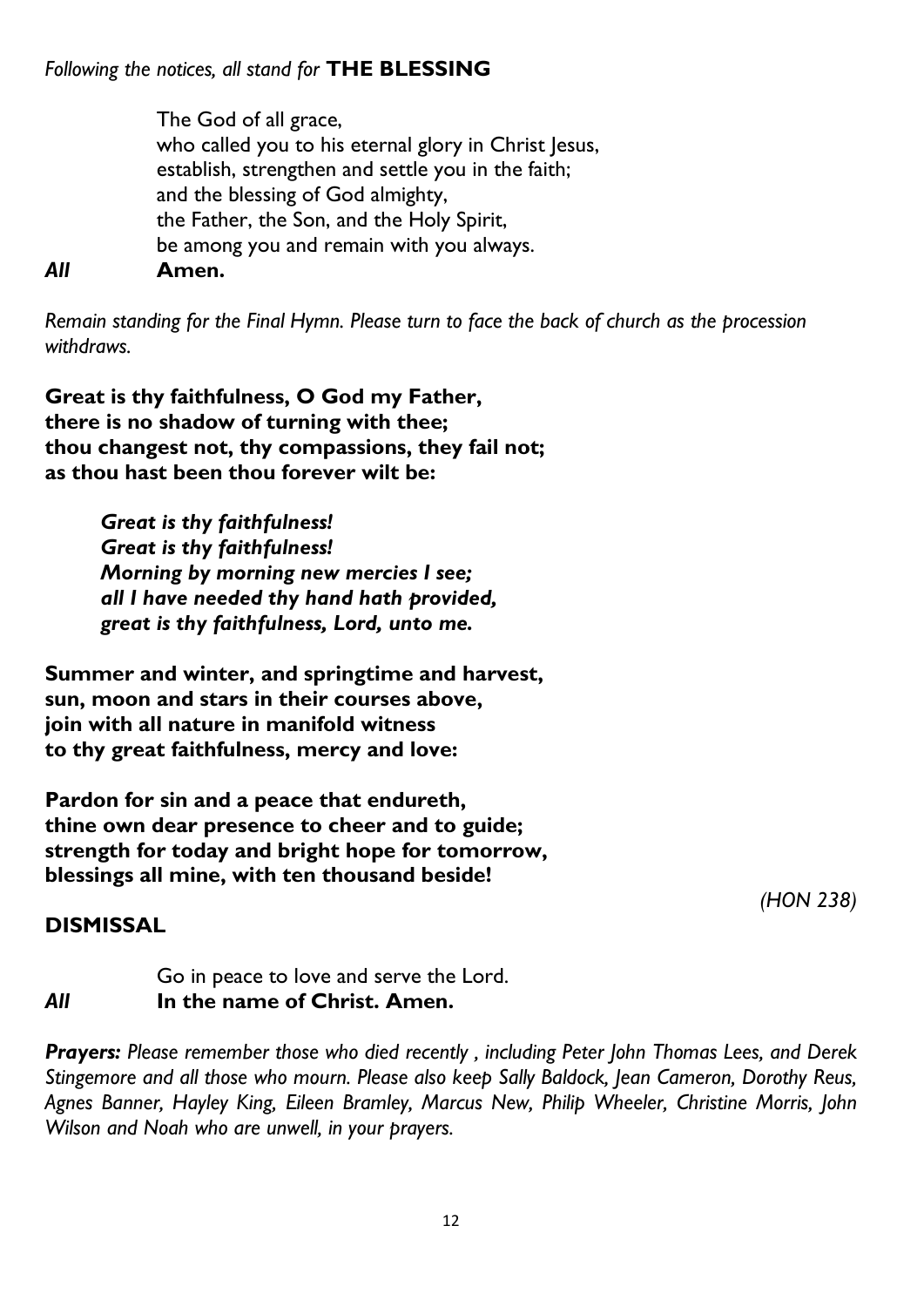*Following the notices, all stand for* **THE BLESSING**

The God of all grace,
who called you to his eternal glory in Christ Jesus,
establish, strengthen and settle you in the faith;
and the blessing of God almighty,
the Father, the Son, and the Holy Spirit,
be among you and remain with you always.

***All*** **Amen.**

*Remain standing for the Final Hymn. Please turn to face the back of church as the procession withdraws.*

**Great is thy faithfulness, O God my Father,
there is no shadow of turning with thee;
thou changest not, thy compassions, they fail not;
as thou hast been thou forever wilt be:**

> ***Great is thy faithfulness!
> Great is thy faithfulness!
> Morning by morning new mercies I see;
> all I have needed thy hand hath provided,
> great is thy faithfulness, Lord, unto me.***

**Summer and winter, and springtime and harvest,
sun, moon and stars in their courses above,
join with all nature in manifold witness
to thy great faithfulness, mercy and love:**

**Pardon for sin and a peace that endureth,
thine own dear presence to cheer and to guide;
strength for today and bright hope for tomorrow,
blessings all mine, with ten thousand beside!**

*(HON 238)*

## DISMISSAL

Go in peace to love and serve the Lord.

***All*** **In the name of Christ. Amen.**

***Prayers:*** *Please remember those who died recently , including Peter John Thomas Lees, and Derek Stingemore and all those who mourn. Please also keep Sally Baldock, Jean Cameron, Dorothy Reus, Agnes Banner, Hayley King, Eileen Bramley, Marcus New, Philip Wheeler, Christine Morris, John Wilson and Noah who are unwell, in your prayers.*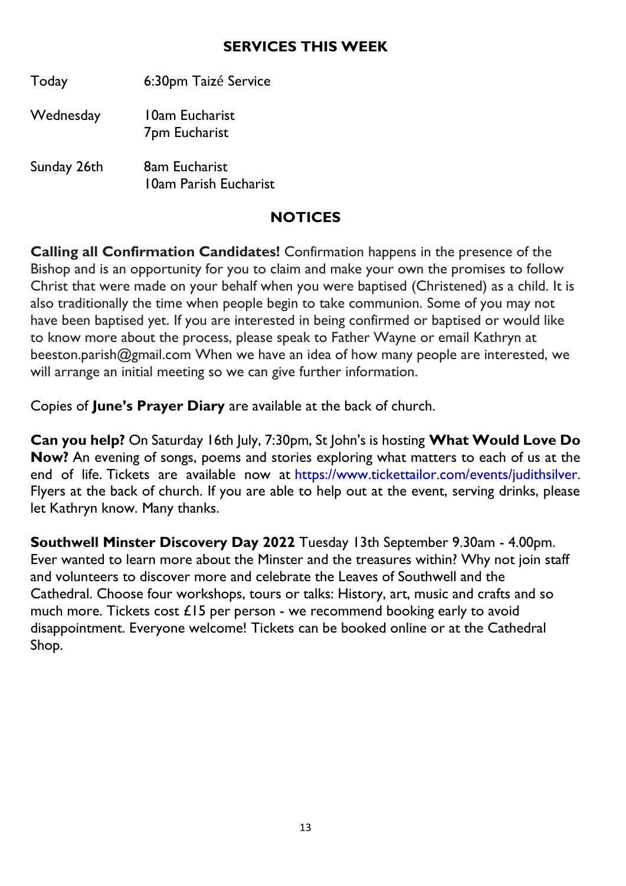## SERVICES THIS WEEK

| | |
|---|---|
| Today | 6:30pm Taizé Service |
| Wednesday | 10am Eucharist<br>7pm Eucharist |
| Sunday 26th | 8am Eucharist<br>10am Parish Eucharist |

## NOTICES

**Calling all Confirmation Candidates!** Confirmation happens in the presence of the Bishop and is an opportunity for you to claim and make your own the promises to follow Christ that were made on your behalf when you were baptised (Christened) as a child. It is also traditionally the time when people begin to take communion. Some of you may not have been baptised yet. If you are interested in being confirmed or baptised or would like to know more about the process, please speak to Father Wayne or email Kathryn at beeston.parish@gmail.com When we have an idea of how many people are interested, we will arrange an initial meeting so we can give further information.

Copies of **June's Prayer Diary** are available at the back of church.

**Can you help?** On Saturday 16th July, 7:30pm, St John's is hosting **What Would Love Do Now?** An evening of songs, poems and stories exploring what matters to each of us at the end of life. Tickets are available now at https://www.tickettailor.com/events/judithsilver. Flyers at the back of church. If you are able to help out at the event, serving drinks, please let Kathryn know. Many thanks.

**Southwell Minster Discovery Day 2022** Tuesday 13th September 9.30am - 4.00pm. Ever wanted to learn more about the Minster and the treasures within? Why not join staff and volunteers to discover more and celebrate the Leaves of Southwell and the Cathedral. Choose four workshops, tours or talks: History, art, music and crafts and so much more. Tickets cost £15 per person - we recommend booking early to avoid disappointment. Everyone welcome! Tickets can be booked online or at the Cathedral Shop.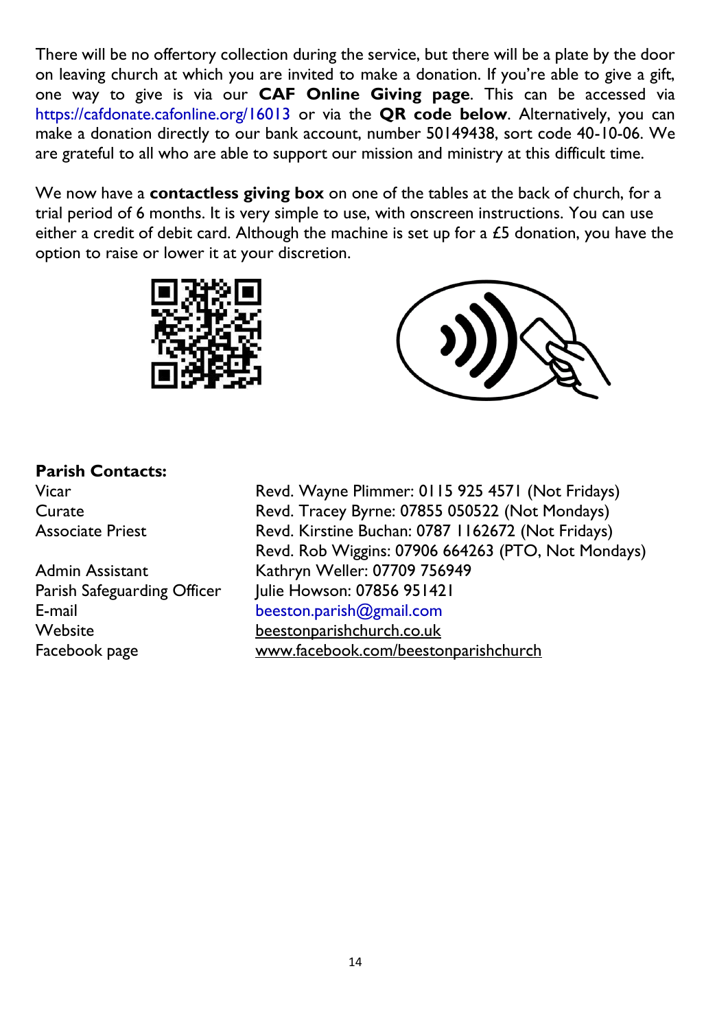There will be no offertory collection during the service, but there will be a plate by the door on leaving church at which you are invited to make a donation. If you're able to give a gift, one way to give is via our **CAF Online Giving page**. This can be accessed via https://cafdonate.cafonline.org/16013 or via the **QR code below**. Alternatively, you can make a donation directly to our bank account, number 50149438, sort code 40-10-06. We are grateful to all who are able to support our mission and ministry at this difficult time.

We now have a **contactless giving box** on one of the tables at the back of church, for a trial period of 6 months. It is very simple to use, with onscreen instructions. You can use either a credit of debit card. Although the machine is set up for a £5 donation, you have the option to raise or lower it at your discretion.

**Parish Contacts:**

| | |
|---|---|
| Vicar | Revd. Wayne Plimmer: 0115 925 4571 (Not Fridays) |
| Curate | Revd. Tracey Byrne: 07855 050522 (Not Mondays) |
| Associate Priest | Revd. Kirstine Buchan: 0787 1162672 (Not Fridays) |
| | Revd. Rob Wiggins: 07906 664263 (PTO, Not Mondays) |
| Admin Assistant | Kathryn Weller: 07709 756949 |
| Parish Safeguarding Officer | Julie Howson: 07856 951421 |
| E-mail | beeston.parish@gmail.com |
| Website | beestonparishchurch.co.uk |
| Facebook page | www.facebook.com/beestonparishchurch |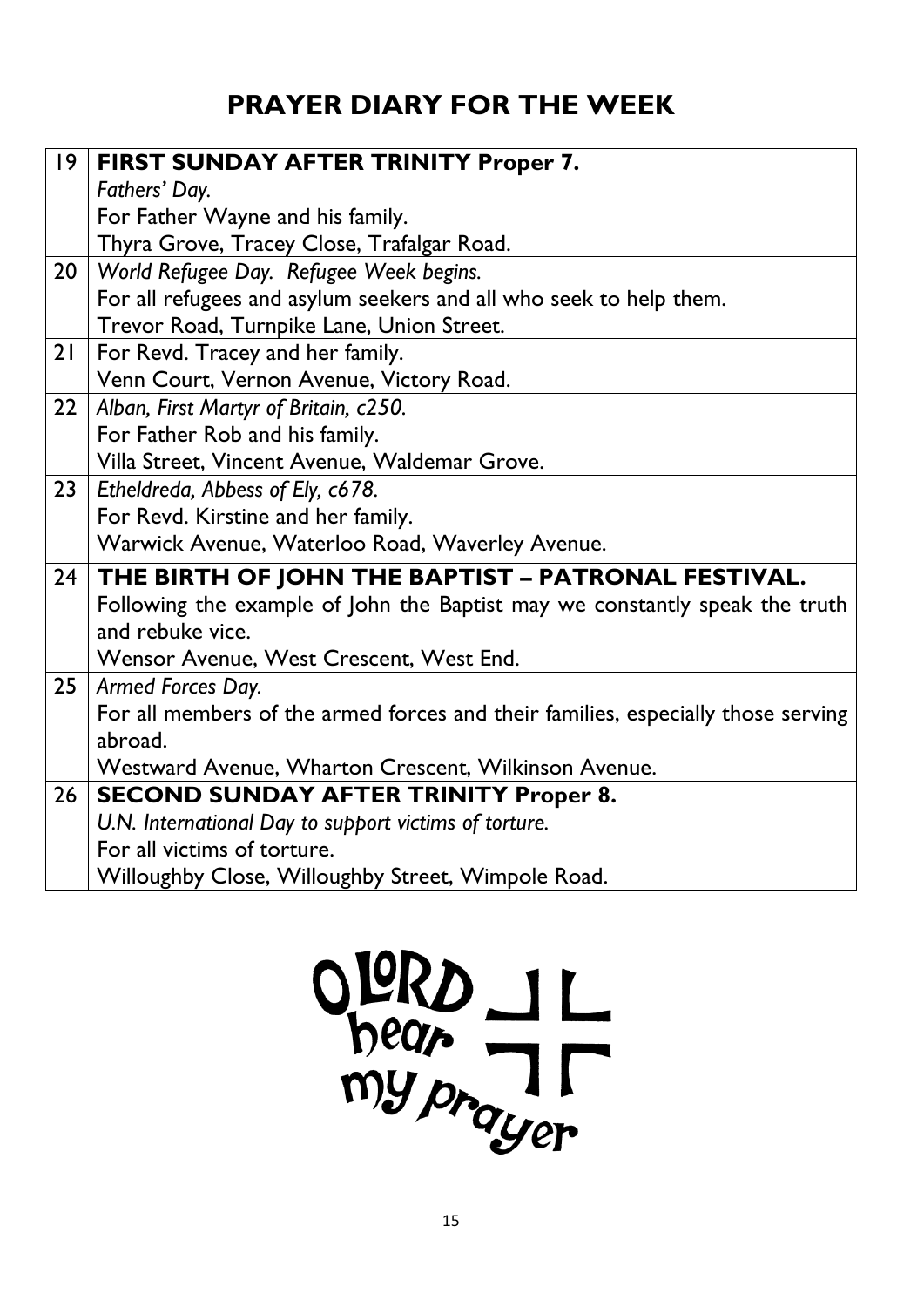# PRAYER DIARY FOR THE WEEK

| | |
|---|---|
| 19 | **FIRST SUNDAY AFTER TRINITY Proper 7.**<br>*Fathers' Day.*<br>For Father Wayne and his family.<br>Thyra Grove, Tracey Close, Trafalgar Road. |
| 20 | *World Refugee Day. Refugee Week begins.*<br>For all refugees and asylum seekers and all who seek to help them.<br>Trevor Road, Turnpike Lane, Union Street. |
| 21 | For Revd. Tracey and her family.<br>Venn Court, Vernon Avenue, Victory Road. |
| 22 | *Alban, First Martyr of Britain, c250.*<br>For Father Rob and his family.<br>Villa Street, Vincent Avenue, Waldemar Grove. |
| 23 | *Etheldreda, Abbess of Ely, c678.*<br>For Revd. Kirstine and her family.<br>Warwick Avenue, Waterloo Road, Waverley Avenue. |
| 24 | **THE BIRTH OF JOHN THE BAPTIST – PATRONAL FESTIVAL.**<br>Following the example of John the Baptist may we constantly speak the truth and rebuke vice.<br>Wensor Avenue, West Crescent, West End. |
| 25 | *Armed Forces Day.*<br>For all members of the armed forces and their families, especially those serving abroad.<br>Westward Avenue, Wharton Crescent, Wilkinson Avenue. |
| 26 | **SECOND SUNDAY AFTER TRINITY Proper 8.**<br>*U.N. International Day to support victims of torture.*<br>For all victims of torture.<br>Willoughby Close, Willoughby Street, Wimpole Road. |

O LORD hear my prayer